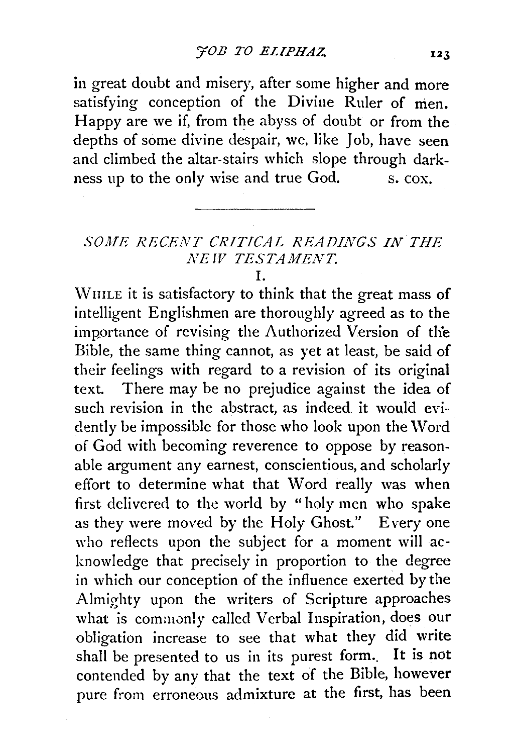in great doubt and misery, after some higher and more satisfying conception of the Divine Ruler of men. Happy are we if, from the abyss of doubt or from the depths of some divine despair, we, like Job, have seen and climbed the altar-stairs which slope through darkness up to the only wise and true God. S. COX.

---

## *SOME RECENT CRITICAL READINGS IN THE NEW TESTAMENT.*

### I.

WHILE it is satisfactory to think that the great mass of intelligent Englishmen are thoroughly agreed as to the importance of revising the Authorized Version of the Bible, the same thing cannot, as yet at least, be said of their feelings with regard to a revision of its original text. There may be no prejudice against the idea of such revision in the abstract, as indeed it would evidently be impossible for those who look upon the Word of God with becoming reverence to oppose by reasonable argument any earnest, conscientious, and scholarly effort to determine what that Word really was when first delivered to the world by "holy men who spake as they were moved by the Holy Ghost." Every one who reflects upon the subject for a moment will acknowledge that precisely in proportion to the degree in which our conception of the influence exerted by the Almighty upon the writers of Scripture approaches what is commonly called Verbal Inspiration, does our obligation increase to see that what they did write shall be presented to us in its purest form. It is not contended by any that the text of the Bible, however pure from erroneous admixture at the first, has been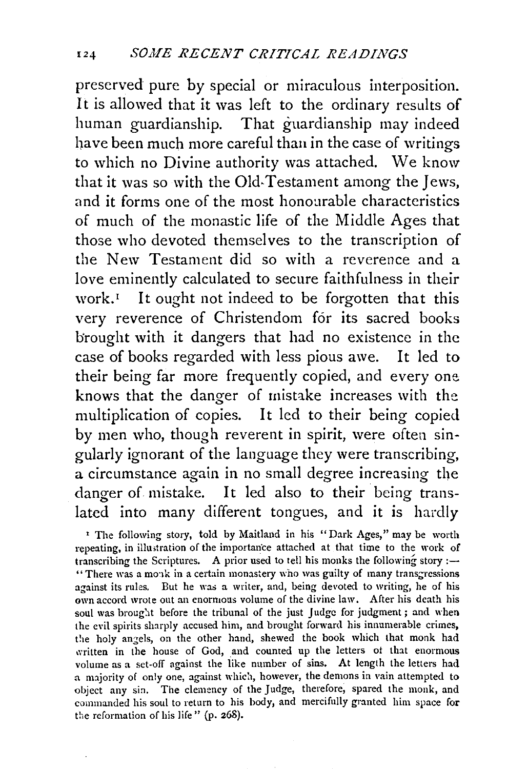preserved pure by special or miraculous interposition. It is allowed that it was left to the ordinary results of human guardianship. That guardianship may indeed have been much more careful than in the case of writings to which no Divine authority was attached. We know that it was so with the Old-Testament among the Jews, and it forms one of the most honourable characteristics of much of the monastic life of the Middle Ages that those who devoted themselves to the transcription of the New Testament did so with a reverence and a love eminently calculated to secure faithfulness in their work.[1] It ought not indeed to be forgotten that this very reverence of Christendom for its sacred books brought with it dangers that had no existence in the case of books regarded with less pious awe. It led to their being far more frequently copied, and every one knows that the danger of mistake increases with the multiplication of copies. It led to their being copied by men who, though reverent in spirit, were often singularly ignorant of the language they were transcribing, a circumstance again in no small degree increasing the danger of mistake. It led also to their being translated into many different tongues, and it is hardly

[1] The following story, told by Maitland in his "Dark Ages," may be worth repeating, in illustration of the importance attached at that time to the work of transcribing the Scriptures. A prior used to tell his monks the following story :—"There was a monk in a certain monastery who was guilty of many transgressions against its rules. But he was a writer, and, being devoted to writing, he of his own accord wrote out an enormous volume of the divine law. After his death his soul was brought before the tribunal of the just Judge for judgment; and when the evil spirits sharply accused him, and brought forward his innumerable crimes, the holy angels, on the other hand, shewed the book which that monk had written in the house of God, and counted up the letters of that enormous volume as a set-off against the like number of sins. At length the letters had a majority of only one, against which, however, the demons in vain attempted to object any sin. The clemency of the Judge, therefore, spared the monk, and commanded his soul to return to his body, and mercifully granted him space for the reformation of his life" (p. 268).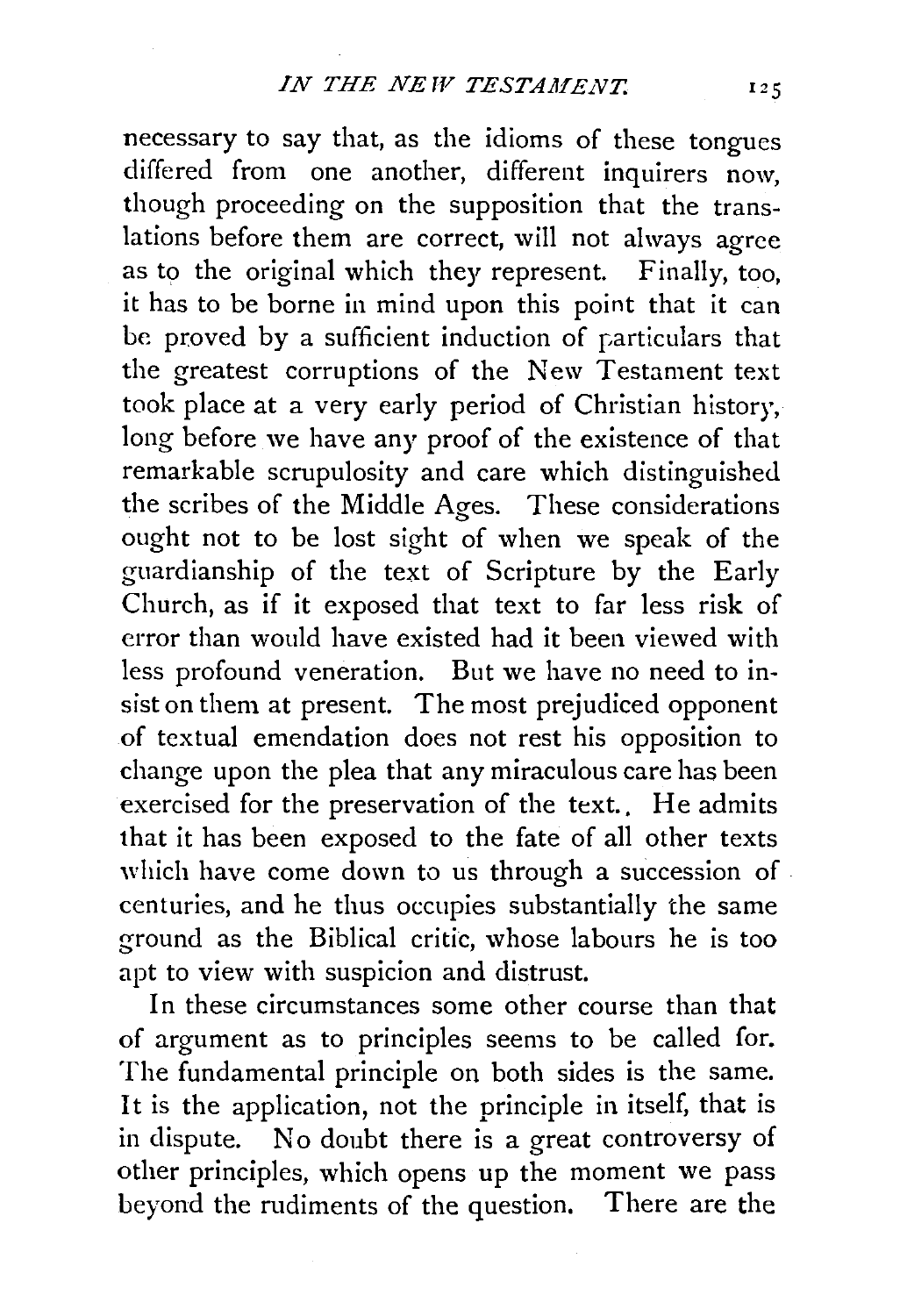necessary to say that, as the idioms of these tongues differed from one another, different inquirers now, though proceeding on the supposition that the translations before them are correct, will not always agree as to the original which they represent. Finally, too, it has to be borne in mind upon this point that it can be proved by a sufficient induction of particulars that the greatest corruptions of the New Testament text took place at a very early period of Christian history, long before we have any proof of the existence of that remarkable scrupulosity and care which distinguished the scribes of the Middle Ages. These considerations ought not to be lost sight of when we speak of the guardianship of the text of Scripture by the Early Church, as if it exposed that text to far less risk of error than would have existed had it been viewed with less profound veneration. But we have no need to insist on them at present. The most prejudiced opponent of textual emendation does not rest his opposition to change upon the plea that any miraculous care has been exercised for the preservation of the text. He admits that it has been exposed to the fate of all other texts which have come down to us through a succession of centuries, and he thus occupies substantially the same ground as the Biblical critic, whose labours he is too apt to view with suspicion and distrust.

In these circumstances some other course than that of argument as to principles seems to be called for. The fundamental principle on both sides is the same. It is the application, not the principle in itself, that is in dispute. No doubt there is a great controversy of other principles, which opens up the moment we pass beyond the rudiments of the question. There are the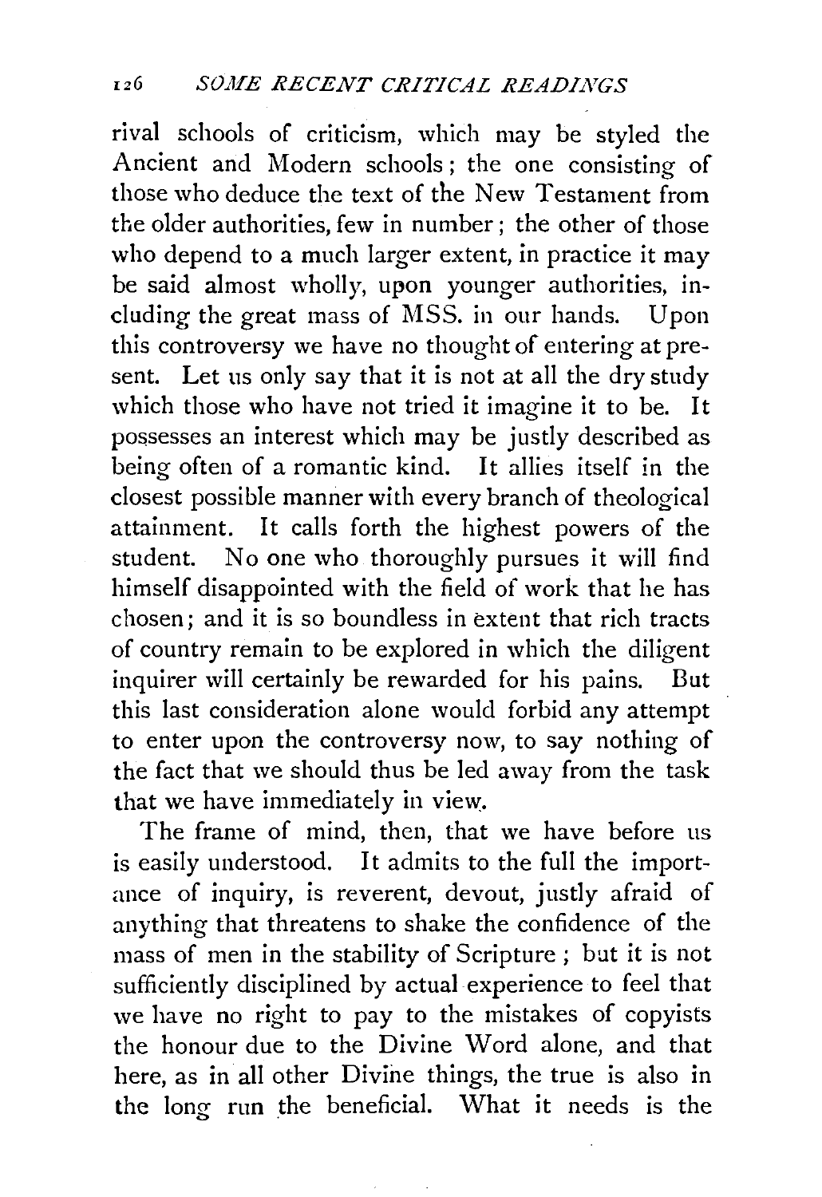rival schools of criticism, which may be styled the Ancient and Modern schools; the one consisting of those who deduce the text of the New Testament from the older authorities, few in number; the other of those who depend to a much larger extent, in practice it may be said almost wholly, upon younger authorities, including the great mass of MSS. in our hands. Upon this controversy we have no thought of entering at present. Let us only say that it is not at all the dry study which those who have not tried it imagine it to be. It possesses an interest which may be justly described as being often of a romantic kind. It allies itself in the closest possible manner with every branch of theological attainment. It calls forth the highest powers of the student. No one who thoroughly pursues it will find himself disappointed with the field of work that he has chosen; and it is so boundless in extent that rich tracts of country remain to be explored in which the diligent inquirer will certainly be rewarded for his pains. But this last consideration alone would forbid any attempt to enter upon the controversy now, to say nothing of the fact that we should thus be led away from the task that we have immediately in view.

The frame of mind, then, that we have before us is easily understood. It admits to the full the importance of inquiry, is reverent, devout, justly afraid of anything that threatens to shake the confidence of the mass of men in the stability of Scripture; but it is not sufficiently disciplined by actual experience to feel that we have no right to pay to the mistakes of copyists the honour due to the Divine Word alone, and that here, as in all other Divine things, the true is also in the long run the beneficial. What it needs is the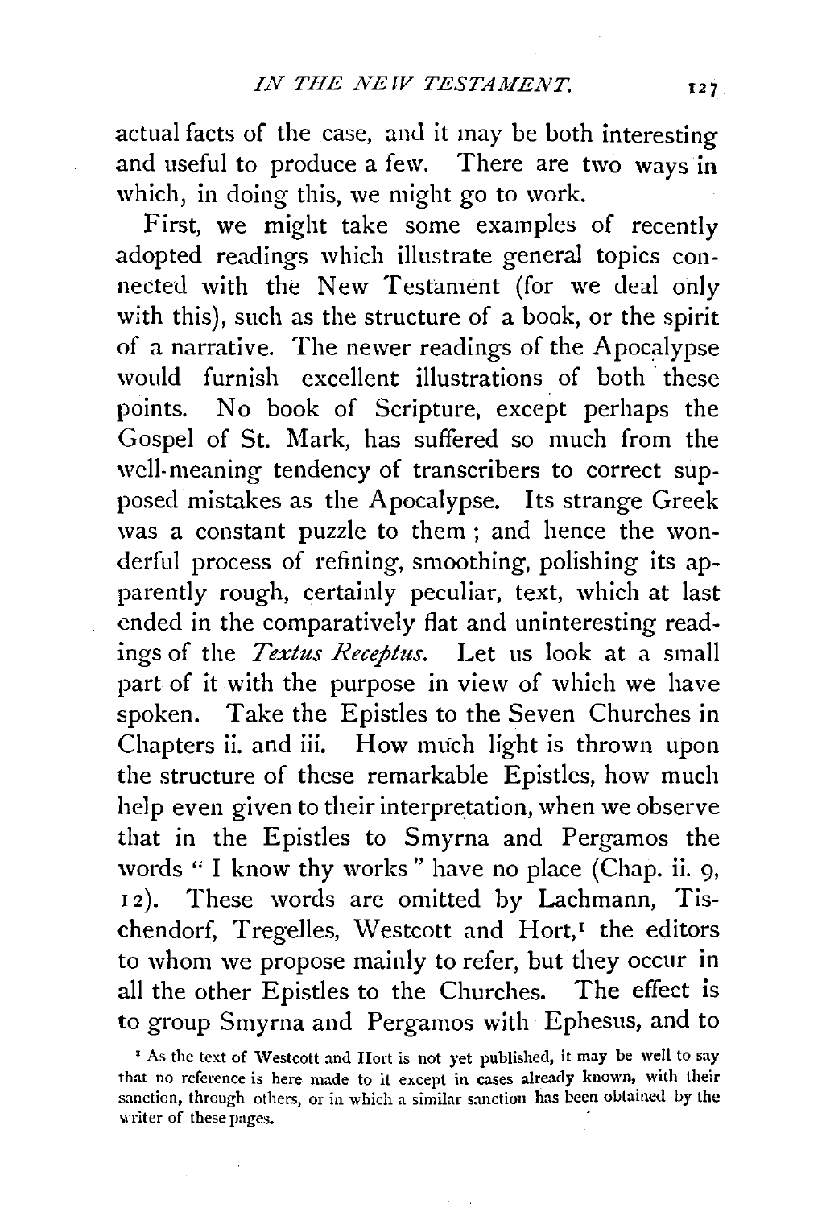actual facts of the case, and it may be both interesting and useful to produce a few. There are two ways in which, in doing this, we might go to work.

First, we might take some examples of recently adopted readings which illustrate general topics connected with the New Testament (for we deal only with this), such as the structure of a book, or the spirit of a narrative. The newer readings of the Apocalypse would furnish excellent illustrations of both these points. No book of Scripture, except perhaps the Gospel of St. Mark, has suffered so much from the well-meaning tendency of transcribers to correct supposed mistakes as the Apocalypse. Its strange Greek was a constant puzzle to them; and hence the wonderful process of refining, smoothing, polishing its apparently rough, certainly peculiar, text, which at last ended in the comparatively flat and uninteresting readings of the *Textus Receptus*. Let us look at a small part of it with the purpose in view of which we have spoken. Take the Epistles to the Seven Churches in Chapters ii. and iii. How much light is thrown upon the structure of these remarkable Epistles, how much help even given to their interpretation, when we observe that in the Epistles to Smyrna and Pergamos the words "I know thy works" have no place (Chap. ii. 9, 12). These words are omitted by Lachmann, Tischendorf, Tregelles, Westcott and Hort,[1] the editors to whom we propose mainly to refer, but they occur in all the other Epistles to the Churches. The effect is to group Smyrna and Pergamos with Ephesus, and to

[1] As the text of Westcott and Hort is not yet published, it may be well to say that no reference is here made to it except in cases already known, with their sanction, through others, or in which a similar sanction has been obtained by the writer of these pages.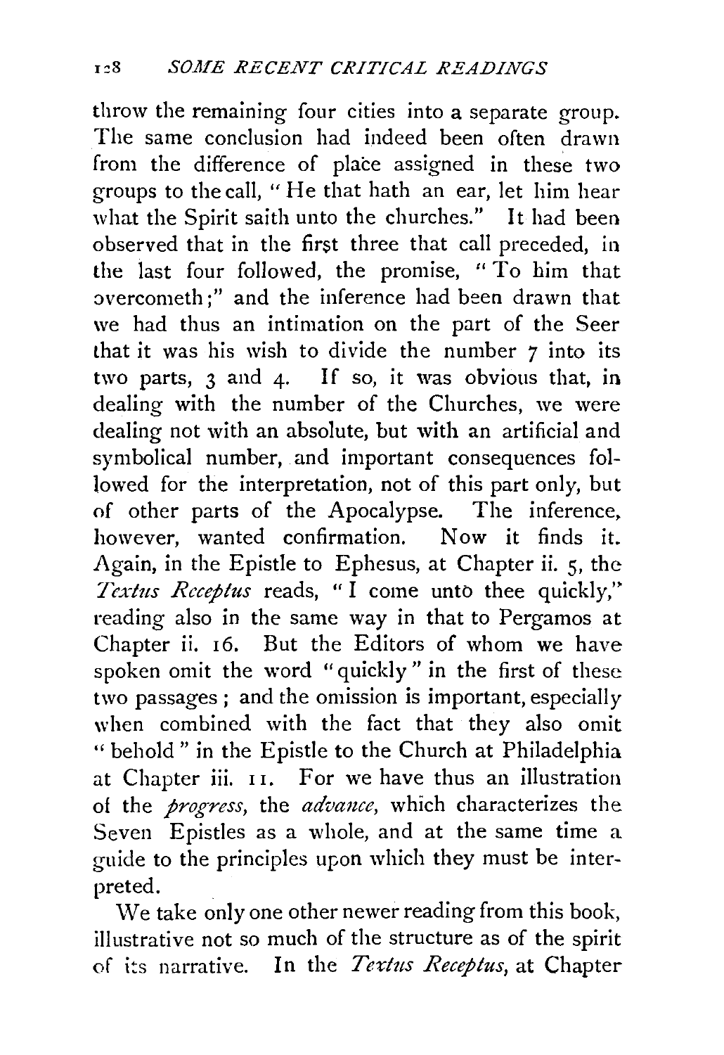throw the remaining four cities into a separate group. The same conclusion had indeed been often drawn from the difference of place assigned in these two groups to the call, "He that hath an ear, let him hear what the Spirit saith unto the churches." It had been observed that in the first three that call preceded, in the last four followed, the promise, "To him that overcometh;" and the inference had been drawn that we had thus an intimation on the part of the Seer that it was his wish to divide the number 7 into its two parts, 3 and 4. If so, it was obvious that, in dealing with the number of the Churches, we were dealing not with an absolute, but with an artificial and symbolical number, and important consequences followed for the interpretation, not of this part only, but of other parts of the Apocalypse. The inference, however, wanted confirmation. Now it finds it. Again, in the Epistle to Ephesus, at Chapter ii. 5, the *Textus Receptus* reads, "I come unto thee quickly," reading also in the same way in that to Pergamos at Chapter ii. 16. But the Editors of whom we have spoken omit the word "quickly" in the first of these two passages; and the omission is important, especially when combined with the fact that they also omit "behold" in the Epistle to the Church at Philadelphia at Chapter iii. 11. For we have thus an illustration of the *progress*, the *advance*, which characterizes the Seven Epistles as a whole, and at the same time a guide to the principles upon which they must be interpreted.

We take only one other newer reading from this book, illustrative not so much of the structure as of the spirit of its narrative. In the *Textus Receptus*, at Chapter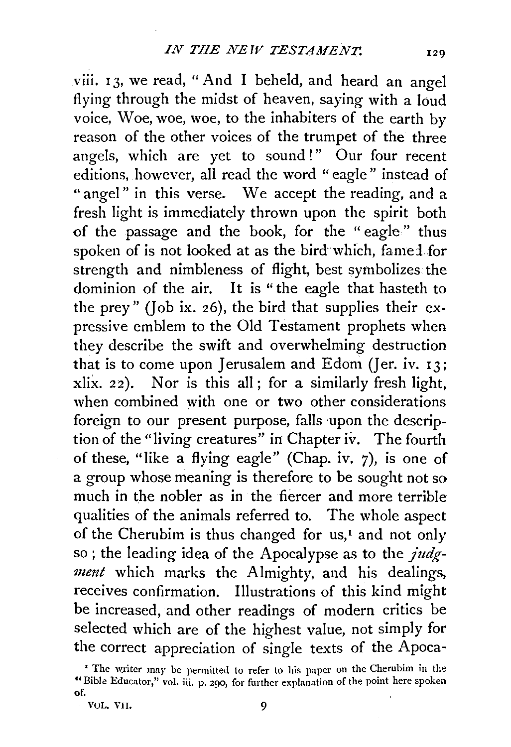viii. 13, we read, "And I beheld, and heard an angel flying through the midst of heaven, saying with a loud voice, Woe, woe, woe, to the inhabiters of the earth by reason of the other voices of the trumpet of the three angels, which are yet to sound!" Our four recent editions, however, all read the word "eagle" instead of "angel" in this verse. We accept the reading, and a fresh light is immediately thrown upon the spirit both of the passage and the book, for the "eagle" thus spoken of is not looked at as the bird which, famed for strength and nimbleness of flight, best symbolizes the dominion of the air. It is "the eagle that hasteth to the prey" (Job ix. 26), the bird that supplies their expressive emblem to the Old Testament prophets when they describe the swift and overwhelming destruction that is to come upon Jerusalem and Edom (Jer. iv. 13; xlix. 22). Nor is this all; for a similarly fresh light, when combined with one or two other considerations foreign to our present purpose, falls upon the description of the "living creatures" in Chapter iv. The fourth of these, "like a flying eagle" (Chap. iv. 7), is one of a group whose meaning is therefore to be sought not so much in the nobler as in the fiercer and more terrible qualities of the animals referred to. The whole aspect of the Cherubim is thus changed for us,[1] and not only so; the leading idea of the Apocalypse as to the *judgment* which marks the Almighty, and his dealings, receives confirmation. Illustrations of this kind might be increased, and other readings of modern critics be selected which are of the highest value, not simply for the correct appreciation of single texts of the Apoca-

[1] The writer may be permitted to refer to his paper on the Cherubim in the "Bible Educator," vol. iii. p. 290, for further explanation of the point here spoken of.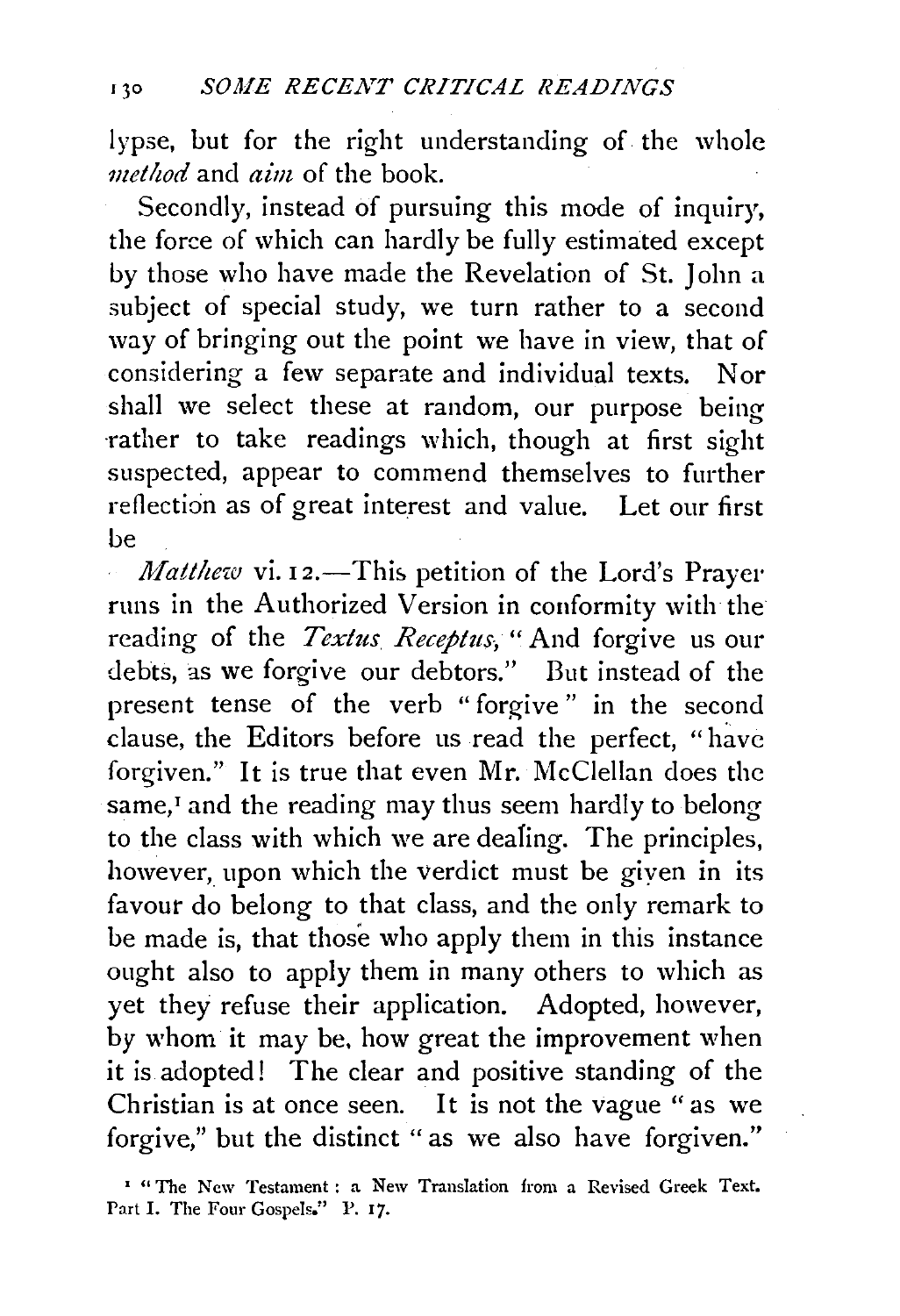lypse, but for the right understanding of the whole *method* and *aim* of the book.

Secondly, instead of pursuing this mode of inquiry, the force of which can hardly be fully estimated except by those who have made the Revelation of St. John a subject of special study, we turn rather to a second way of bringing out the point we have in view, that of considering a few separate and individual texts. Nor shall we select these at random, our purpose being rather to take readings which, though at first sight suspected, appear to commend themselves to further reflection as of great interest and value. Let our first be

*Matthew* vi. 12.—This petition of the Lord's Prayer runs in the Authorized Version in conformity with the reading of the *Textus Receptus*, "And forgive us our debts, as we forgive our debtors." But instead of the present tense of the verb "forgive" in the second clause, the Editors before us read the perfect, "have forgiven." It is true that even Mr. McClellan does the same,[1] and the reading may thus seem hardly to belong to the class with which we are dealing. The principles, however, upon which the verdict must be given in its favour do belong to that class, and the only remark to be made is, that those who apply them in this instance ought also to apply them in many others to which as yet they refuse their application. Adopted, however, by whom it may be, how great the improvement when it is adopted! The clear and positive standing of the Christian is at once seen. It is not the vague "as we forgive," but the distinct "as we also have forgiven."

[1] "The New Testament: a New Translation from a Revised Greek Text. Part I. The Four Gospels." P. 17.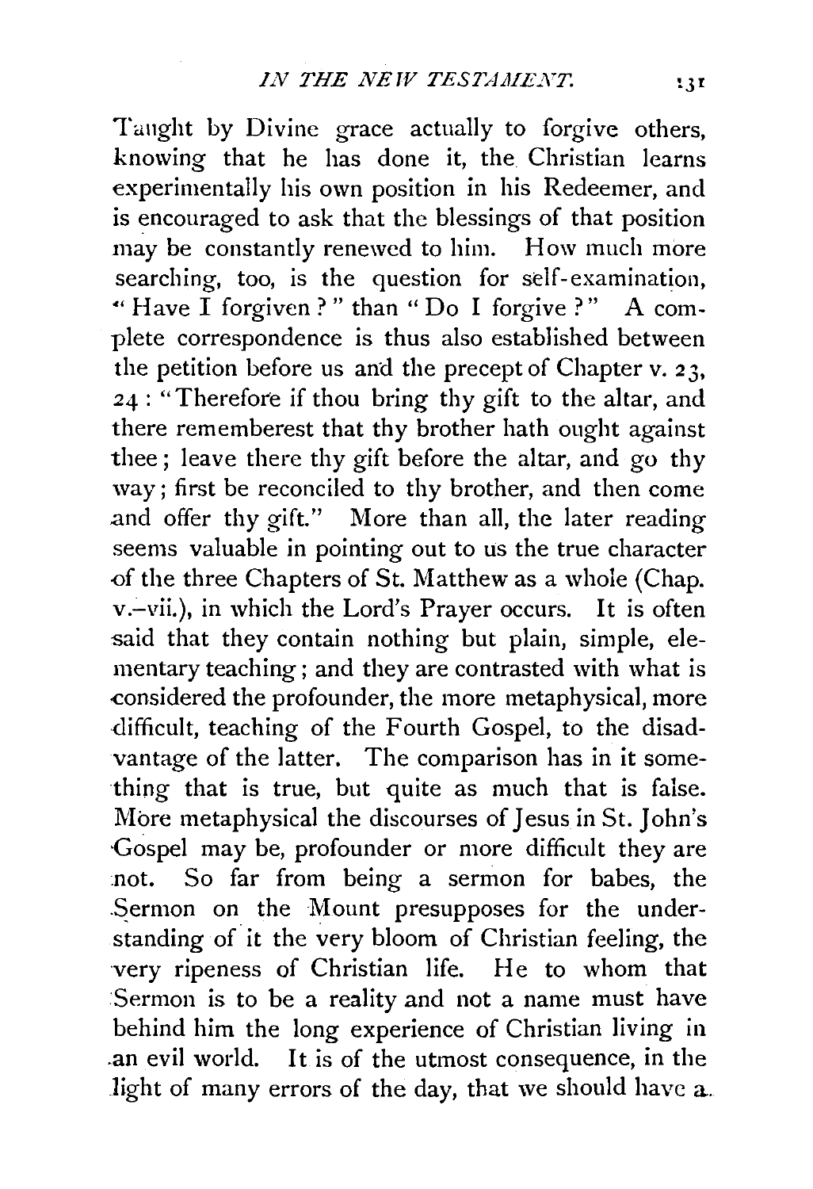Taught by Divine grace actually to forgive others, knowing that he has done it, the Christian learns experimentally his own position in his Redeemer, and is encouraged to ask that the blessings of that position may be constantly renewed to him. How much more searching, too, is the question for self-examination, "Have I forgiven?" than "Do I forgive?" A complete correspondence is thus also established between the petition before us and the precept of Chapter v. 23, 24: "Therefore if thou bring thy gift to the altar, and there rememberest that thy brother hath ought against thee; leave there thy gift before the altar, and go thy way; first be reconciled to thy brother, and then come and offer thy gift." More than all, the later reading seems valuable in pointing out to us the true character of the three Chapters of St. Matthew as a whole (Chap. v.–vii.), in which the Lord's Prayer occurs. It is often said that they contain nothing but plain, simple, elementary teaching; and they are contrasted with what is considered the profounder, the more metaphysical, more difficult, teaching of the Fourth Gospel, to the disadvantage of the latter. The comparison has in it something that is true, but quite as much that is false. More metaphysical the discourses of Jesus in St. John's Gospel may be, profounder or more difficult they are not. So far from being a sermon for babes, the Sermon on the Mount presupposes for the understanding of it the very bloom of Christian feeling, the very ripeness of Christian life. He to whom that Sermon is to be a reality and not a name must have behind him the long experience of Christian living in an evil world. It is of the utmost consequence, in the light of many errors of the day, that we should have a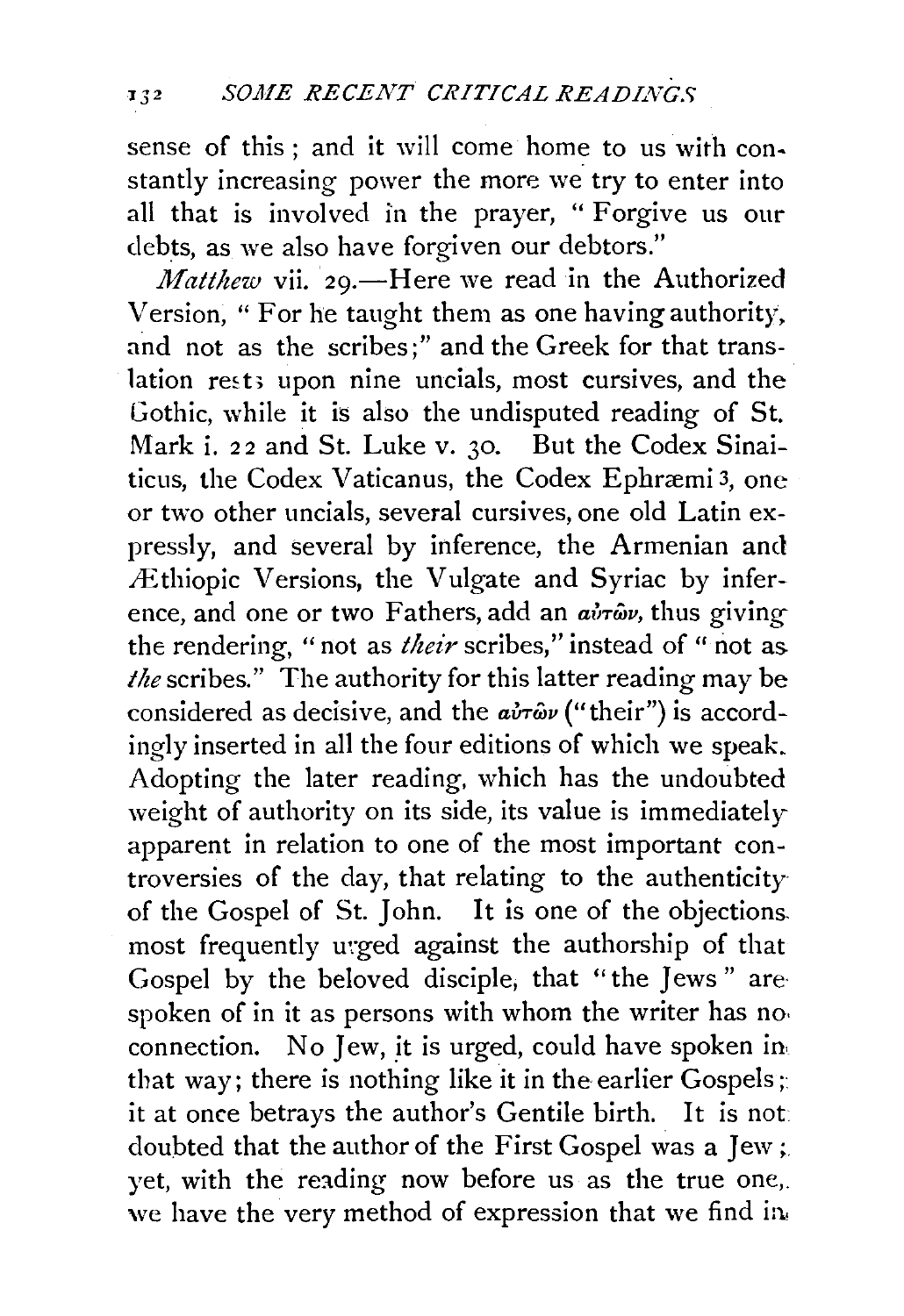sense of this; and it will come home to us with constantly increasing power the more we try to enter into all that is involved in the prayer, "Forgive us our debts, as we also have forgiven our debtors."

*Matthew* vii. 29.—Here we read in the Authorized Version, "For he taught them as one having authority, and not as the scribes;" and the Greek for that translation rests upon nine uncials, most cursives, and the Gothic, while it is also the undisputed reading of St. Mark i. 22 and St. Luke v. 30. But the Codex Sinaiticus, the Codex Vaticanus, the Codex Ephræmi 3, one or two other uncials, several cursives, one old Latin expressly, and several by inference, the Armenian and Æthiopic Versions, the Vulgate and Syriac by inference, and one or two Fathers, add an *αὐτῶν*, thus giving the rendering, "not as *their* scribes," instead of "not as *the* scribes." The authority for this latter reading may be considered as decisive, and the *αὐτῶν* ("their") is accordingly inserted in all the four editions of which we speak. Adopting the later reading, which has the undoubted weight of authority on its side, its value is immediately apparent in relation to one of the most important controversies of the day, that relating to the authenticity of the Gospel of St. John. It is one of the objections most frequently urged against the authorship of that Gospel by the beloved disciple, that "the Jews" are spoken of in it as persons with whom the writer has no connection. No Jew, it is urged, could have spoken in that way; there is nothing like it in the earlier Gospels; it at once betrays the author's Gentile birth. It is not doubted that the author of the First Gospel was a Jew; yet, with the reading now before us as the true one, we have the very method of expression that we find in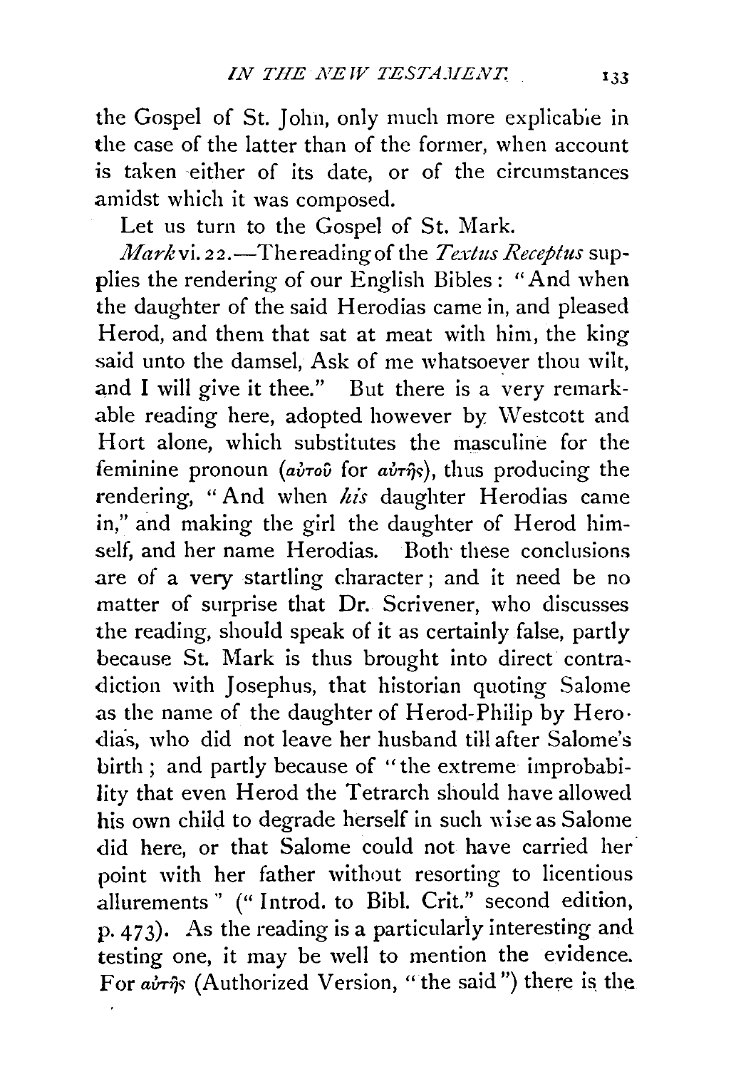the Gospel of St. John, only much more explicable in the case of the latter than of the former, when account is taken either of its date, or of the circumstances amidst which it was composed.

Let us turn to the Gospel of St. Mark.

*Mark* vi. 22.—The reading of the *Textus Receptus* supplies the rendering of our English Bibles: "And when the daughter of the said Herodias came in, and pleased Herod, and them that sat at meat with him, the king said unto the damsel, Ask of me whatsoever thou wilt, and I will give it thee." But there is a very remarkable reading here, adopted however by Westcott and Hort alone, which substitutes the masculine for the feminine pronoun (αὐτοῦ for αὐτῆς), thus producing the rendering, "And when *his* daughter Herodias came in," and making the girl the daughter of Herod himself, and her name Herodias. Both these conclusions are of a very startling character; and it need be no matter of surprise that Dr. Scrivener, who discusses the reading, should speak of it as certainly false, partly because St. Mark is thus brought into direct contradiction with Josephus, that historian quoting Salome as the name of the daughter of Herod-Philip by Herodias, who did not leave her husband till after Salome's birth; and partly because of "the extreme improbability that even Herod the Tetrarch should have allowed his own child to degrade herself in such wise as Salome did here, or that Salome could not have carried her point with her father without resorting to licentious allurements" ("Introd. to Bibl. Crit." second edition, p. 473). As the reading is a particularly interesting and testing one, it may be well to mention the evidence. For αὐτῆς (Authorized Version, "the said") there is the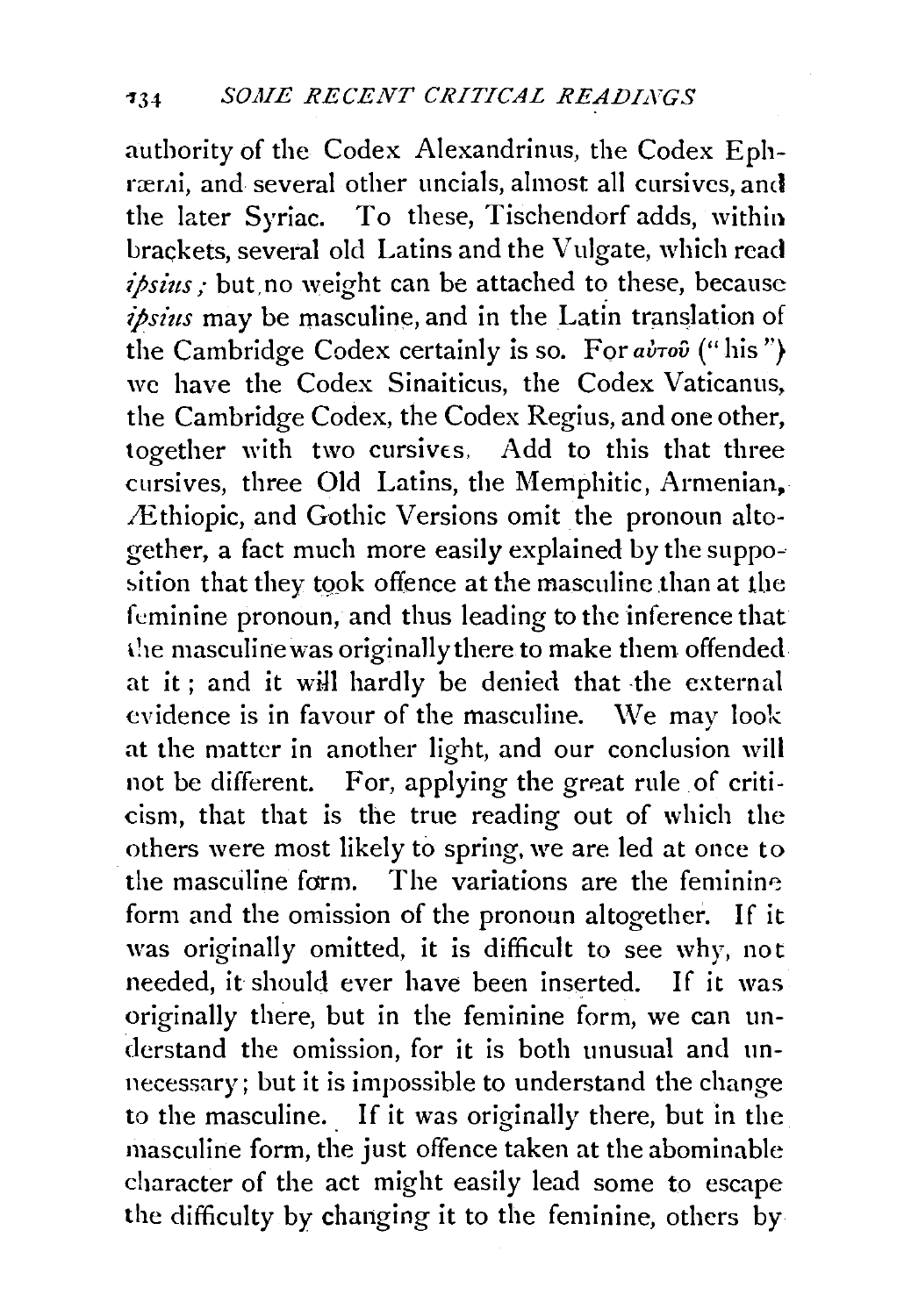authority of the Codex Alexandrinus, the Codex Ephræmi, and several other uncials, almost all cursives, and the later Syriac. To these, Tischendorf adds, within brackets, several old Latins and the Vulgate, which read *ipsius*; but no weight can be attached to these, because *ipsius* may be masculine, and in the Latin translation of the Cambridge Codex certainly is so. For αὐτοῦ ("his") we have the Codex Sinaiticus, the Codex Vaticanus, the Cambridge Codex, the Codex Regius, and one other, together with two cursives. Add to this that three cursives, three Old Latins, the Memphitic, Armenian, Æthiopic, and Gothic Versions omit the pronoun altogether, a fact much more easily explained by the supposition that they took offence at the masculine than at the feminine pronoun, and thus leading to the inference that the masculine was originally there to make them offended at it; and it will hardly be denied that the external evidence is in favour of the masculine. We may look at the matter in another light, and our conclusion will not be different. For, applying the great rule of criticism, that that is the true reading out of which the others were most likely to spring, we are led at once to the masculine form. The variations are the feminine form and the omission of the pronoun altogether. If it was originally omitted, it is difficult to see why, not needed, it should ever have been inserted. If it was originally there, but in the feminine form, we can understand the omission, for it is both unusual and unnecessary; but it is impossible to understand the change to the masculine. If it was originally there, but in the masculine form, the just offence taken at the abominable character of the act might easily lead some to escape the difficulty by changing it to the feminine, others by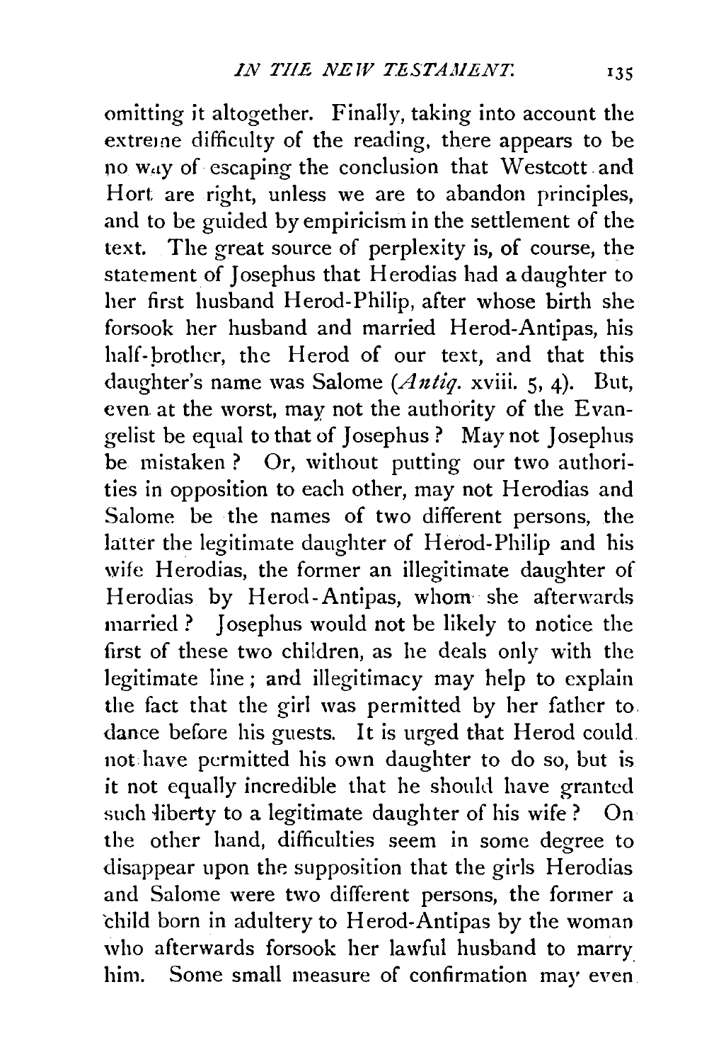omitting it altogether. Finally, taking into account the extreme difficulty of the reading, there appears to be no way of escaping the conclusion that Westcott and Hort are right, unless we are to abandon principles, and to be guided by empiricism in the settlement of the text. The great source of perplexity is, of course, the statement of Josephus that Herodias had a daughter to her first husband Herod-Philip, after whose birth she forsook her husband and married Herod-Antipas, his half-brother, the Herod of our text, and that this daughter's name was Salome (*Antiq.* xviii. 5, 4). But, even at the worst, may not the authority of the Evangelist be equal to that of Josephus? May not Josephus be mistaken? Or, without putting our two authorities in opposition to each other, may not Herodias and Salome be the names of two different persons, the latter the legitimate daughter of Herod-Philip and his wife Herodias, the former an illegitimate daughter of Herodias by Herod-Antipas, whom she afterwards married? Josephus would not be likely to notice the first of these two children, as he deals only with the legitimate line; and illegitimacy may help to explain the fact that the girl was permitted by her father to dance before his guests. It is urged that Herod could not have permitted his own daughter to do so, but is it not equally incredible that he should have granted such liberty to a legitimate daughter of his wife? On the other hand, difficulties seem in some degree to disappear upon the supposition that the girls Herodias and Salome were two different persons, the former a child born in adultery to Herod-Antipas by the woman who afterwards forsook her lawful husband to marry him. Some small measure of confirmation may even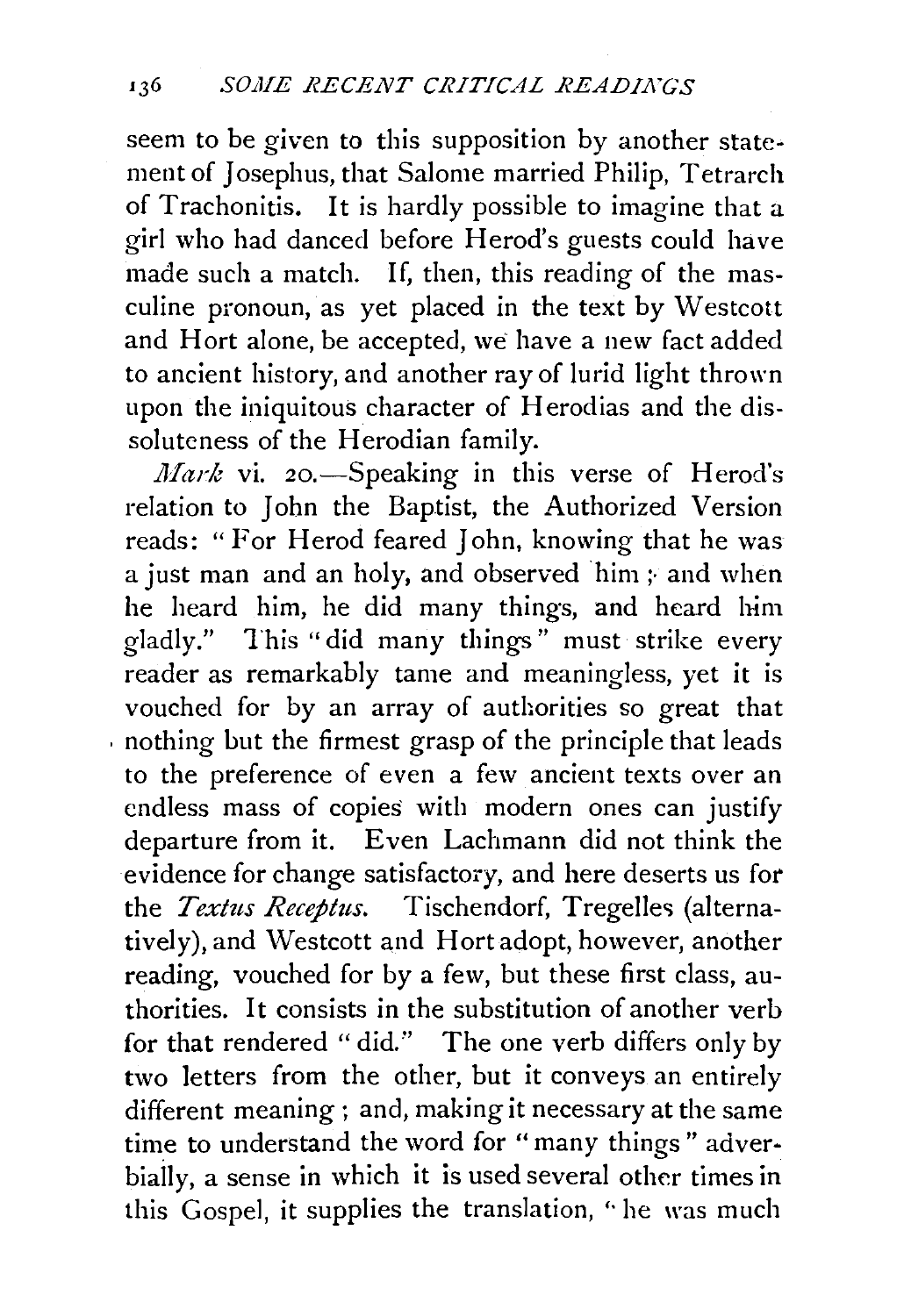seem to be given to this supposition by another statement of Josephus, that Salome married Philip, Tetrarch of Trachonitis. It is hardly possible to imagine that a girl who had danced before Herod's guests could have made such a match. If, then, this reading of the masculine pronoun, as yet placed in the text by Westcott and Hort alone, be accepted, we have a new fact added to ancient history, and another ray of lurid light thrown upon the iniquitous character of Herodias and the dissoluteness of the Herodian family.

*Mark* vi. 20.—Speaking in this verse of Herod's relation to John the Baptist, the Authorized Version reads: "For Herod feared John, knowing that he was a just man and an holy, and observed him; and when he heard him, he did many things, and heard him gladly." This "did many things" must strike every reader as remarkably tame and meaningless, yet it is vouched for by an array of authorities so great that nothing but the firmest grasp of the principle that leads to the preference of even a few ancient texts over an endless mass of copies with modern ones can justify departure from it. Even Lachmann did not think the evidence for change satisfactory, and here deserts us for the *Textus Receptus*. Tischendorf, Tregelles (alternatively), and Westcott and Hort adopt, however, another reading, vouched for by a few, but these first class, authorities. It consists in the substitution of another verb for that rendered "did." The one verb differs only by two letters from the other, but it conveys an entirely different meaning; and, making it necessary at the same time to understand the word for "many things" adverbially, a sense in which it is used several other times in this Gospel, it supplies the translation, "he was much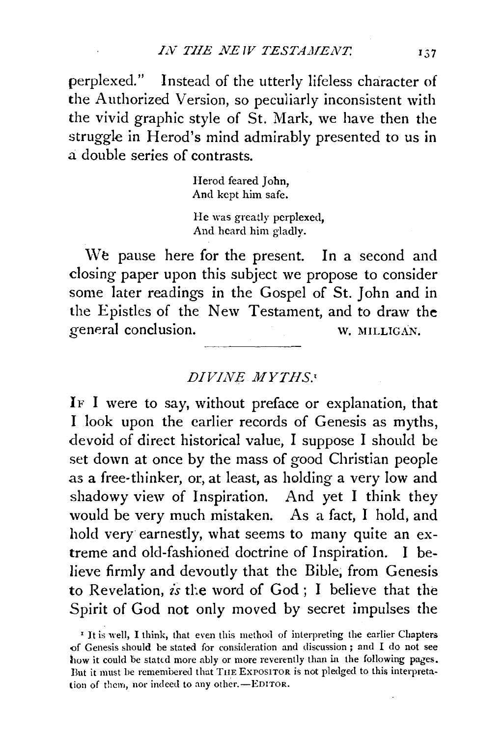perplexed." Instead of the utterly lifeless character of the Authorized Version, so peculiarly inconsistent with the vivid graphic style of St. Mark, we have then the struggle in Herod's mind admirably presented to us in a double series of contrasts.

> Herod feared John,
> And kept him safe.
>
> He was greatly perplexed,
> And heard him gladly.

We pause here for the present. In a second and closing paper upon this subject we propose to consider some later readings in the Gospel of St. John and in the Epistles of the New Testament, and to draw the general conclusion.

W. MILLIGAN.

## *DIVINE MYTHS.*[1]

IF I were to say, without preface or explanation, that I look upon the earlier records of Genesis as myths, devoid of direct historical value, I suppose I should be set down at once by the mass of good Christian people as a free-thinker, or, at least, as holding a very low and shadowy view of Inspiration. And yet I think they would be very much mistaken. As a fact, I hold, and hold very earnestly, what seems to many quite an extreme and old-fashioned doctrine of Inspiration. I believe firmly and devoutly that the Bible, from Genesis to Revelation, *is* the word of God; I believe that the Spirit of God not only moved by secret impulses the

[1] It is well, I think, that even this method of interpreting the earlier Chapters of Genesis should be stated for consideration and discussion; and I do not see how it could be stated more ably or more reverently than in the following pages. But it must be remembered that THE EXPOSITOR is not pledged to this interpretation of them, nor indeed to any other.—EDITOR.